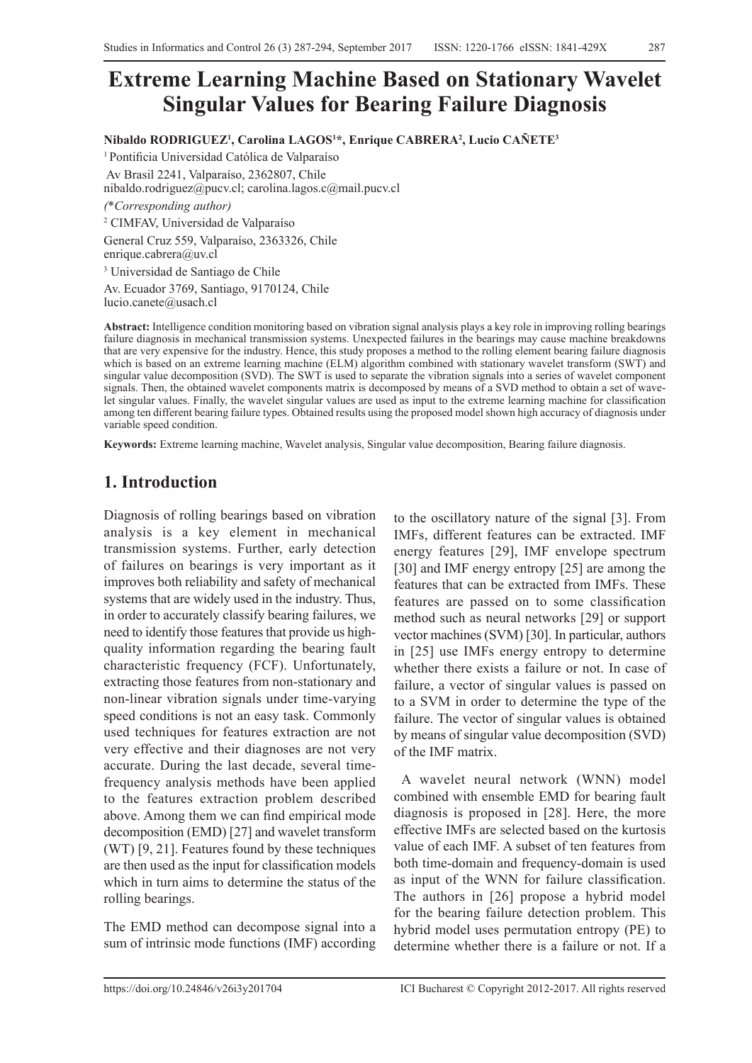# Extreme Learning Machine Based on Stationary Wavelet Singular Values for Bearing Failure Diagnosis

**Nibaldo RODRIGUEZ[1], Carolina LAGOS[1]*, Enrique CABRERA[2], Lucio CAÑETE[3]**

[1] Pontificia Universidad Católica de Valparaíso
Av Brasil 2241, Valparaíso, 2362807, Chile
nibaldo.rodriguez@pucv.cl; carolina.lagos.c@mail.pucv.cl
*(\*Corresponding author)*

[2] CIMFAV, Universidad de Valparaíso
General Cruz 559, Valparaíso, 2363326, Chile
enrique.cabrera@uv.cl

[3] Universidad de Santiago de Chile
Av. Ecuador 3769, Santiago, 9170124, Chile
lucio.canete@usach.cl

**Abstract:** Intelligence condition monitoring based on vibration signal analysis plays a key role in improving rolling bearings failure diagnosis in mechanical transmission systems. Unexpected failures in the bearings may cause machine breakdowns that are very expensive for the industry. Hence, this study proposes a method to the rolling element bearing failure diagnosis which is based on an extreme learning machine (ELM) algorithm combined with stationary wavelet transform (SWT) and singular value decomposition (SVD). The SWT is used to separate the vibration signals into a series of wavelet component signals. Then, the obtained wavelet components matrix is decomposed by means of a SVD method to obtain a set of wavelet singular values. Finally, the wavelet singular values are used as input to the extreme learning machine for classification among ten different bearing failure types. Obtained results using the proposed model shown high accuracy of diagnosis under variable speed condition.

**Keywords:** Extreme learning machine, Wavelet analysis, Singular value decomposition, Bearing failure diagnosis.

## 1. Introduction

Diagnosis of rolling bearings based on vibration analysis is a key element in mechanical transmission systems. Further, early detection of failures on bearings is very important as it improves both reliability and safety of mechanical systems that are widely used in the industry. Thus, in order to accurately classify bearing failures, we need to identify those features that provide us high-quality information regarding the bearing fault characteristic frequency (FCF). Unfortunately, extracting those features from non-stationary and non-linear vibration signals under time-varying speed conditions is not an easy task. Commonly used techniques for features extraction are not very effective and their diagnoses are not very accurate. During the last decade, several time-frequency analysis methods have been applied to the features extraction problem described above. Among them we can find empirical mode decomposition (EMD) [27] and wavelet transform (WT) [9, 21]. Features found by these techniques are then used as the input for classification models which in turn aims to determine the status of the rolling bearings.

The EMD method can decompose signal into a sum of intrinsic mode functions (IMF) according to the oscillatory nature of the signal [3]. From IMFs, different features can be extracted. IMF energy features [29], IMF envelope spectrum [30] and IMF energy entropy [25] are among the features that can be extracted from IMFs. These features are passed on to some classification method such as neural networks [29] or support vector machines (SVM) [30]. In particular, authors in [25] use IMFs energy entropy to determine whether there exists a failure or not. In case of failure, a vector of singular values is passed on to a SVM in order to determine the type of the failure. The vector of singular values is obtained by means of singular value decomposition (SVD) of the IMF matrix.

A wavelet neural network (WNN) model combined with ensemble EMD for bearing fault diagnosis is proposed in [28]. Here, the more effective IMFs are selected based on the kurtosis value of each IMF. A subset of ten features from both time-domain and frequency-domain is used as input of the WNN for failure classification. The authors in [26] propose a hybrid model for the bearing failure detection problem. This hybrid model uses permutation entropy (PE) to determine whether there is a failure or not. If a

https://doi.org/10.24846/v26i3y201704

ICI Bucharest © Copyright 2012-2017. All rights reserved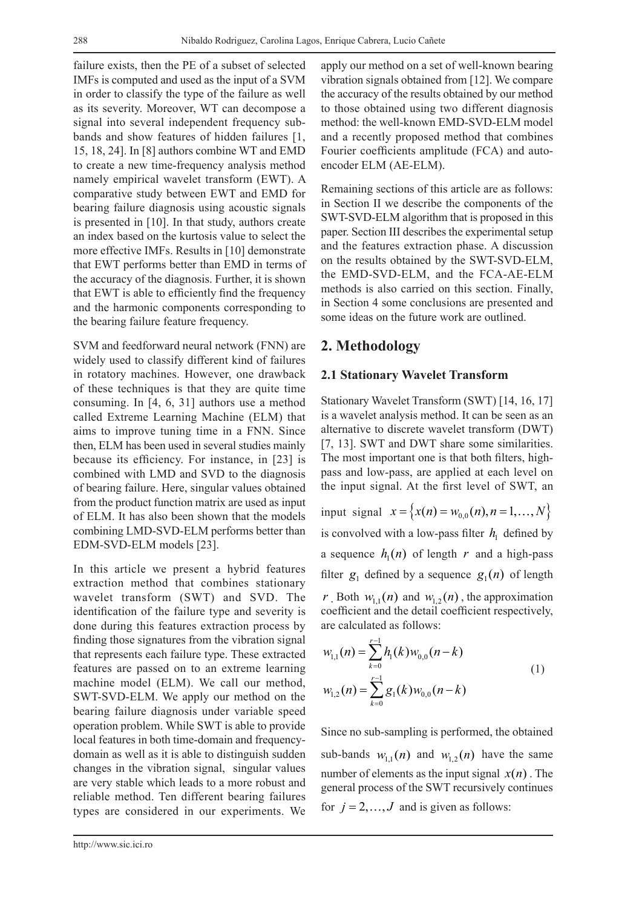failure exists, then the PE of a subset of selected IMFs is computed and used as the input of a SVM in order to classify the type of the failure as well as its severity. Moreover, WT can decompose a signal into several independent frequency sub-bands and show features of hidden failures [1, 15, 18, 24]. In [8] authors combine WT and EMD to create a new time-frequency analysis method namely empirical wavelet transform (EWT). A comparative study between EWT and EMD for bearing failure diagnosis using acoustic signals is presented in [10]. In that study, authors create an index based on the kurtosis value to select the more effective IMFs. Results in [10] demonstrate that EWT performs better than EMD in terms of the accuracy of the diagnosis. Further, it is shown that EWT is able to efficiently find the frequency and the harmonic components corresponding to the bearing failure feature frequency.

SVM and feedforward neural network (FNN) are widely used to classify different kind of failures in rotatory machines. However, one drawback of these techniques is that they are quite time consuming. In [4, 6, 31] authors use a method called Extreme Learning Machine (ELM) that aims to improve tuning time in a FNN. Since then, ELM has been used in several studies mainly because its efficiency. For instance, in [23] is combined with LMD and SVD to the diagnosis of bearing failure. Here, singular values obtained from the product function matrix are used as input of ELM. It has also been shown that the models combining LMD-SVD-ELM performs better than EDM-SVD-ELM models [23].

In this article we present a hybrid features extraction method that combines stationary wavelet transform (SWT) and SVD. The identification of the failure type and severity is done during this features extraction process by finding those signatures from the vibration signal that represents each failure type. These extracted features are passed on to an extreme learning machine model (ELM). We call our method, SWT-SVD-ELM. We apply our method on the bearing failure diagnosis under variable speed operation problem. While SWT is able to provide local features in both time-domain and frequency-domain as well as it is able to distinguish sudden changes in the vibration signal, singular values are very stable which leads to a more robust and reliable method. Ten different bearing failures types are considered in our experiments. We apply our method on a set of well-known bearing vibration signals obtained from [12]. We compare the accuracy of the results obtained by our method to those obtained using two different diagnosis method: the well-known EMD-SVD-ELM model and a recently proposed method that combines Fourier coefficients amplitude (FCA) and auto-encoder ELM (AE-ELM).

Remaining sections of this article are as follows: in Section II we describe the components of the SWT-SVD-ELM algorithm that is proposed in this paper. Section III describes the experimental setup and the features extraction phase. A discussion on the results obtained by the SWT-SVD-ELM, the EMD-SVD-ELM, and the FCA-AE-ELM methods is also carried on this section. Finally, in Section 4 some conclusions are presented and some ideas on the future work are outlined.

## 2. Methodology

### 2.1 Stationary Wavelet Transform

Stationary Wavelet Transform (SWT) [14, 16, 17] is a wavelet analysis method. It can be seen as an alternative to discrete wavelet transform (DWT) [7, 13]. SWT and DWT share some similarities. The most important one is that both filters, high-pass and low-pass, are applied at each level on the input signal. At the first level of SWT, an input signal $x = \{x(n) = w_{0,0}(n), n = 1, \ldots, N\}$ is convolved with a low-pass filter $h_1$ defined by a sequence $h_1(n)$ of length $r$ and a high-pass filter $g_1$ defined by a sequence $g_1(n)$ of length $r$. Both $w_{1,1}(n)$ and $w_{1,2}(n)$, the approximation coefficient and the detail coefficient respectively, are calculated as follows:

$$
\begin{aligned}
w_{1,1}(n) &= \sum_{k=0}^{r-1} h_1(k) w_{0,0}(n-k) \\
w_{1,2}(n) &= \sum_{k=0}^{r-1} g_1(k) w_{0,0}(n-k)
\end{aligned}
\tag{1}
$$

Since no sub-sampling is performed, the obtained sub-bands $w_{1,1}(n)$ and $w_{1,2}(n)$ have the same number of elements as the input signal $x(n)$. The general process of the SWT recursively continues for $j = 2, \ldots, J$ and is given as follows: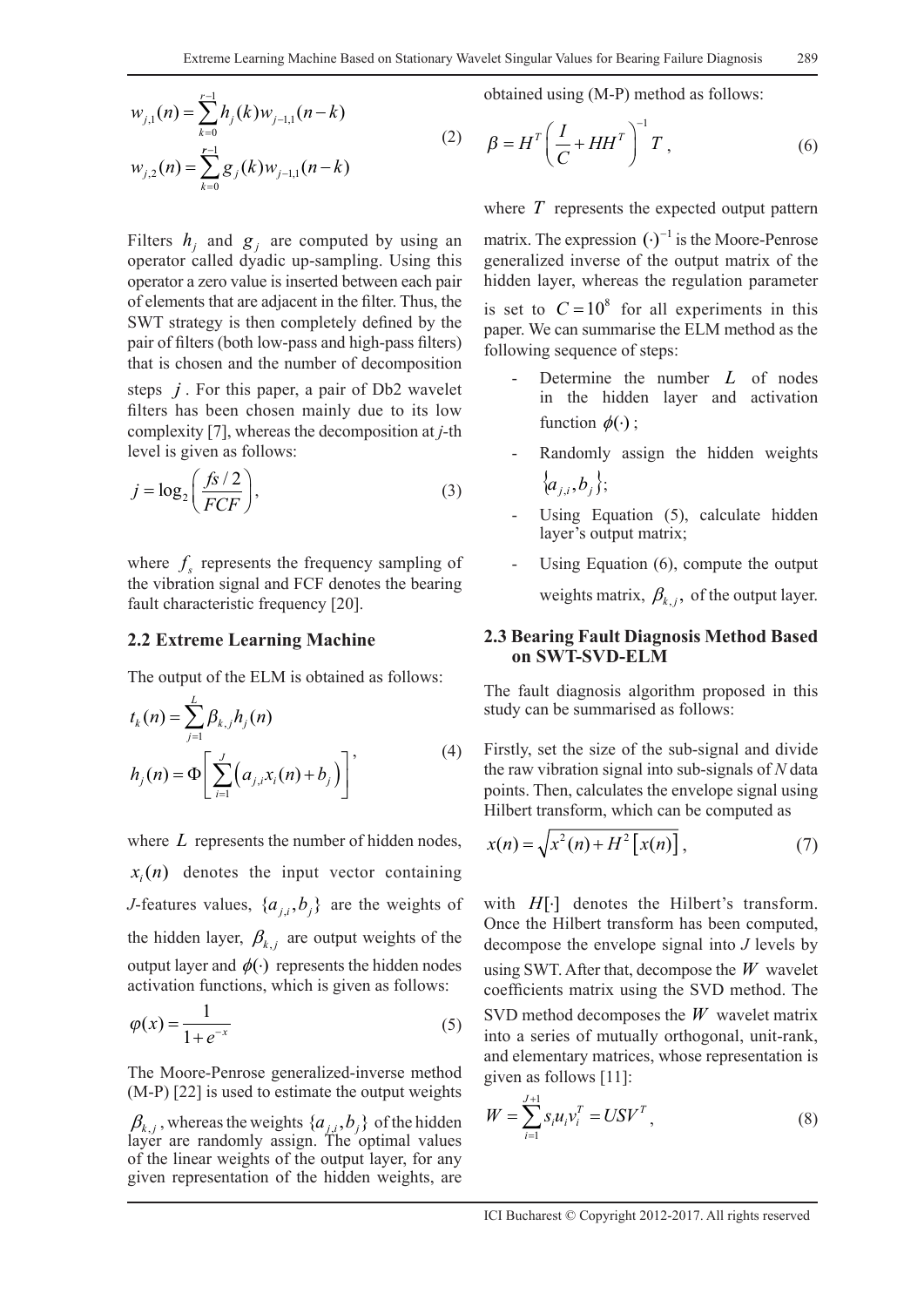$$w_{j,1}(n) = \sum_{k=0}^{r-1} h_j(k) w_{j-1,1}(n-k)$$
$$w_{j,2}(n) = \sum_{k=0}^{r-1} g_j(k) w_{j-1,1}(n-k) \tag{2}$$

Filters $h_j$ and $g_j$ are computed by using an operator called dyadic up-sampling. Using this operator a zero value is inserted between each pair of elements that are adjacent in the filter. Thus, the SWT strategy is then completely defined by the pair of filters (both low-pass and high-pass filters) that is chosen and the number of decomposition steps $j$. For this paper, a pair of Db2 wavelet filters has been chosen mainly due to its low complexity [7], whereas the decomposition at *j*-th level is given as follows:

$$j = \log_2\left(\frac{fs/2}{FCF}\right), \tag{3}$$

where $f_s$ represents the frequency sampling of the vibration signal and FCF denotes the bearing fault characteristic frequency [20].

## 2.2 Extreme Learning Machine

The output of the ELM is obtained as follows:

$$t_k(n) = \sum_{j=1}^{L} \beta_{k,j} h_j(n)$$
$$h_j(n) = \Phi\left[\sum_{i=1}^{J}\left(a_{j,i}x_i(n) + b_j\right)\right], \tag{4}$$

where $L$ represents the number of hidden nodes, $x_i(n)$ denotes the input vector containing *J*-features values, $\{a_{j,i}, b_j\}$ are the weights of the hidden layer, $\beta_{k,j}$ are output weights of the output layer and $\phi(\cdot)$ represents the hidden nodes activation functions, which is given as follows:

$$\varphi(x) = \frac{1}{1+e^{-x}} \tag{5}$$

The Moore-Penrose generalized-inverse method (M-P) [22] is used to estimate the output weights $\beta_{k,j}$, whereas the weights $\{a_{j,i}, b_j\}$ of the hidden layer are randomly assign. The optimal values of the linear weights of the output layer, for any given representation of the hidden weights, are obtained using (M-P) method as follows:

$$\beta = H^T\left(\frac{I}{C} + HH^T\right)^{-1} T, \tag{6}$$

where $T$ represents the expected output pattern matrix. The expression $(\cdot)^{-1}$ is the Moore-Penrose generalized inverse of the output matrix of the hidden layer, whereas the regulation parameter is set to $C = 10^8$ for all experiments in this paper. We can summarise the ELM method as the following sequence of steps:

- Determine the number $L$ of nodes in the hidden layer and activation function $\phi(\cdot)$;
- Randomly assign the hidden weights $\{a_{j,i}, b_j\}$;
- Using Equation (5), calculate hidden layer's output matrix;
- Using Equation (6), compute the output weights matrix, $\beta_{k,j}$, of the output layer.

## 2.3 Bearing Fault Diagnosis Method Based on SWT-SVD-ELM

The fault diagnosis algorithm proposed in this study can be summarised as follows:

Firstly, set the size of the sub-signal and divide the raw vibration signal into sub-signals of *N* data points. Then, calculates the envelope signal using Hilbert transform, which can be computed as

$$x(n) = \sqrt{x^2(n) + H^2\left[x(n)\right]}, \tag{7}$$

with $H[\cdot]$ denotes the Hilbert's transform. Once the Hilbert transform has been computed, decompose the envelope signal into *J* levels by using SWT. After that, decompose the $W$ wavelet coefficients matrix using the SVD method. The SVD method decomposes the $W$ wavelet matrix into a series of mutually orthogonal, unit-rank, and elementary matrices, whose representation is given as follows [11]:

$$W = \sum_{i=1}^{J+1} s_i u_i v_i^T = USV^T, \tag{8}$$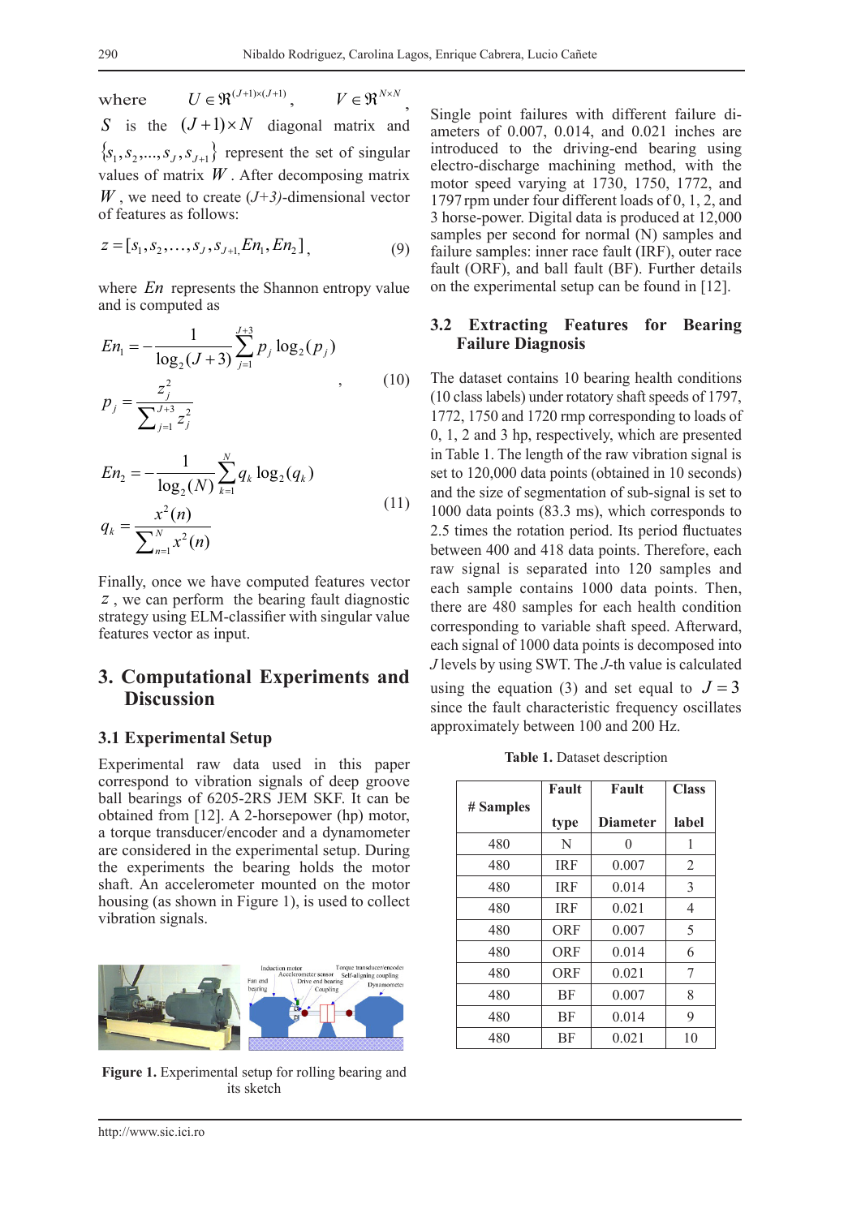where $U \in \Re^{(J+1)\times(J+1)}$, $V \in \Re^{N\times N}$, $S$ is the $(J+1)\times N$ diagonal matrix and $\{s_1, s_2, ..., s_J, s_{J+1}\}$ represent the set of singular values of matrix $W$. After decomposing matrix $W$, we need to create *(J+3)*-dimensional vector of features as follows:

$$z = [s_1, s_2, \ldots, s_J, s_{J+1,} En_1, En_2], \tag{9}$$

where $En$ represents the Shannon entropy value and is computed as

$$En_1 = -\frac{1}{\log_2(J+3)} \sum_{j=1}^{J+3} p_j \log_2(p_j) \\ p_j = \frac{z_j^2}{\sum_{j=1}^{J+3} z_j^2}, \tag{10}$$

$$En_2 = -\frac{1}{\log_2(N)} \sum_{k=1}^{N} q_k \log_2(q_k) \\ q_k = \frac{x^2(n)}{\sum_{n=1}^{N} x^2(n)} \tag{11}$$

Finally, once we have computed features vector $z$, we can perform the bearing fault diagnostic strategy using ELM-classifier with singular value features vector as input.

## 3. Computational Experiments and Discussion

### 3.1 Experimental Setup

Experimental raw data used in this paper correspond to vibration signals of deep groove ball bearings of 6205-2RS JEM SKF. It can be obtained from [12]. A 2-horsepower (hp) motor, a torque transducer/encoder and a dynamometer are considered in the experimental setup. During the experiments the bearing holds the motor shaft. An accelerometer mounted on the motor housing (as shown in Figure 1), is used to collect vibration signals.

**Figure 1.** Experimental setup for rolling bearing and its sketch

Single point failures with different failure diameters of 0.007, 0.014, and 0.021 inches are introduced to the driving-end bearing using electro-discharge machining method, with the motor speed varying at 1730, 1750, 1772, and 1797 rpm under four different loads of 0, 1, 2, and 3 horse-power. Digital data is produced at 12,000 samples per second for normal (N) samples and failure samples: inner race fault (IRF), outer race fault (ORF), and ball fault (BF). Further details on the experimental setup can be found in [12].

### 3.2 Extracting Features for Bearing Failure Diagnosis

The dataset contains 10 bearing health conditions (10 class labels) under rotatory shaft speeds of 1797, 1772, 1750 and 1720 rmp corresponding to loads of 0, 1, 2 and 3 hp, respectively, which are presented in Table 1. The length of the raw vibration signal is set to 120,000 data points (obtained in 10 seconds) and the size of segmentation of sub-signal is set to 1000 data points (83.3 ms), which corresponds to 2.5 times the rotation period. Its period fluctuates between 400 and 418 data points. Therefore, each raw signal is separated into 120 samples and each sample contains 1000 data points. Then, there are 480 samples for each health condition corresponding to variable shaft speed. Afterward, each signal of 1000 data points is decomposed into *J* levels by using SWT. The *J*-th value is calculated using the equation (3) and set equal to $J = 3$ since the fault characteristic frequency oscillates approximately between 100 and 200 Hz.

**Table 1.** Dataset description

| # Samples | Fault type | Fault Diameter | Class label |
|---|---|---|---|
| 480 | N | 0 | 1 |
| 480 | IRF | 0.007 | 2 |
| 480 | IRF | 0.014 | 3 |
| 480 | IRF | 0.021 | 4 |
| 480 | ORF | 0.007 | 5 |
| 480 | ORF | 0.014 | 6 |
| 480 | ORF | 0.021 | 7 |
| 480 | BF | 0.007 | 8 |
| 480 | BF | 0.014 | 9 |
| 480 | BF | 0.021 | 10 |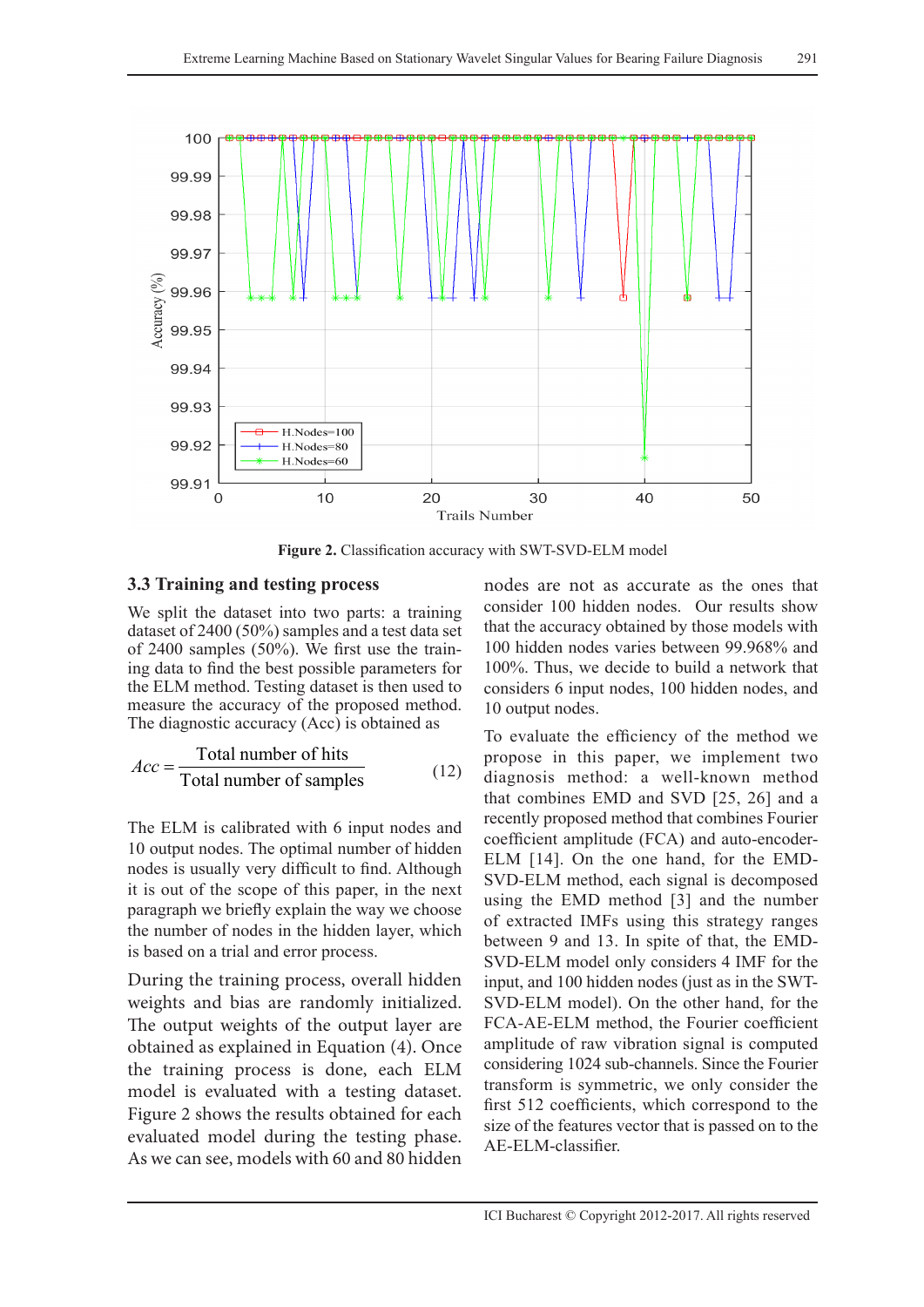Figure 2. Classification accuracy with SWT-SVD-ELM model

### 3.3 Training and testing process

We split the dataset into two parts: a training dataset of 2400 (50%) samples and a test data set of 2400 samples (50%). We first use the training data to find the best possible parameters for the ELM method. Testing dataset is then used to measure the accuracy of the proposed method. The diagnostic accuracy (Acc) is obtained as

$$Acc = \frac{\text{Total number of hits}}{\text{Total number of samples}} \tag{12}$$

The ELM is calibrated with 6 input nodes and 10 output nodes. The optimal number of hidden nodes is usually very difficult to find. Although it is out of the scope of this paper, in the next paragraph we briefly explain the way we choose the number of nodes in the hidden layer, which is based on a trial and error process.

During the training process, overall hidden weights and bias are randomly initialized. The output weights of the output layer are obtained as explained in Equation (4). Once the training process is done, each ELM model is evaluated with a testing dataset. Figure 2 shows the results obtained for each evaluated model during the testing phase. As we can see, models with 60 and 80 hidden nodes are not as accurate as the ones that consider 100 hidden nodes. Our results show that the accuracy obtained by those models with 100 hidden nodes varies between 99.968% and 100%. Thus, we decide to build a network that considers 6 input nodes, 100 hidden nodes, and 10 output nodes.

To evaluate the efficiency of the method we propose in this paper, we implement two diagnosis method: a well-known method that combines EMD and SVD [25, 26] and a recently proposed method that combines Fourier coefficient amplitude (FCA) and auto-encoder-ELM [14]. On the one hand, for the EMD-SVD-ELM method, each signal is decomposed using the EMD method [3] and the number of extracted IMFs using this strategy ranges between 9 and 13. In spite of that, the EMD-SVD-ELM model only considers 4 IMF for the input, and 100 hidden nodes (just as in the SWT-SVD-ELM model). On the other hand, for the FCA-AE-ELM method, the Fourier coefficient amplitude of raw vibration signal is computed considering 1024 sub-channels. Since the Fourier transform is symmetric, we only consider the first 512 coefficients, which correspond to the size of the features vector that is passed on to the AE-ELM-classifier.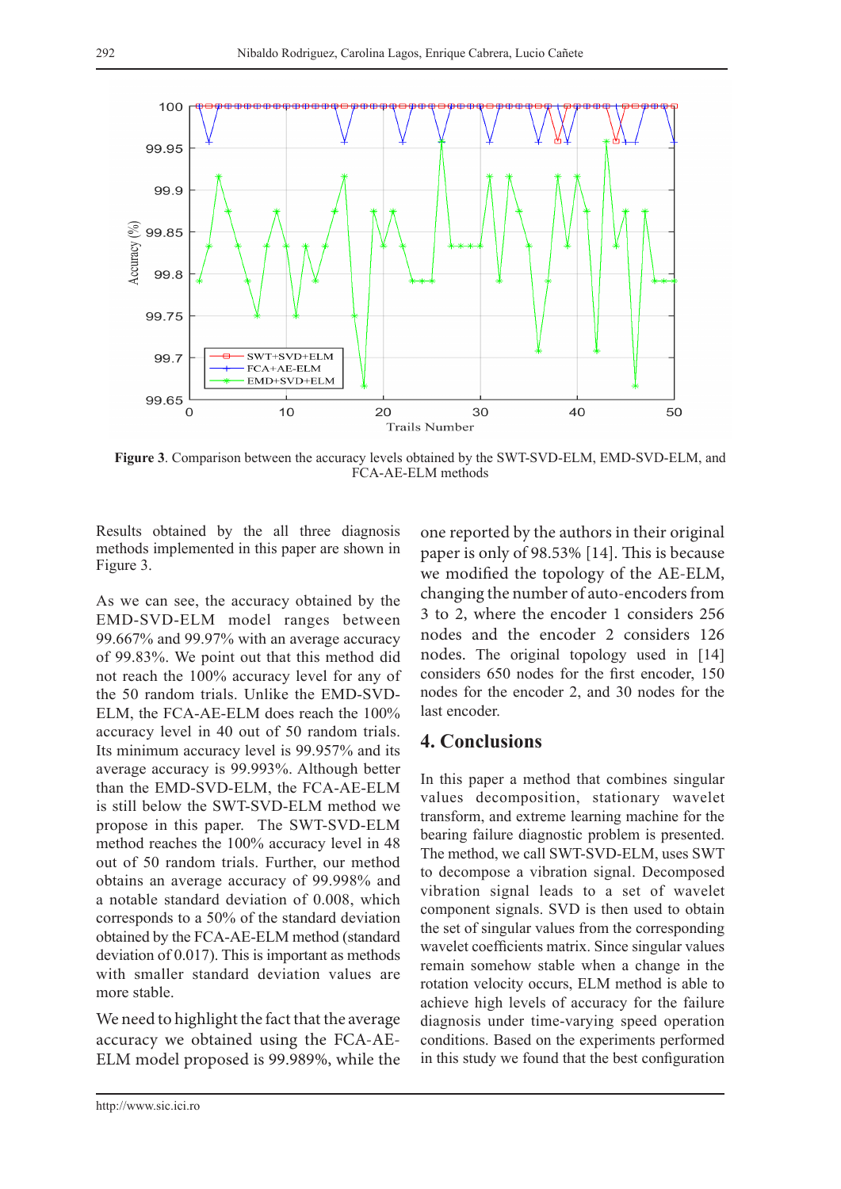**Figure 3**. Comparison between the accuracy levels obtained by the SWT-SVD-ELM, EMD-SVD-ELM, and FCA-AE-ELM methods

Results obtained by the all three diagnosis methods implemented in this paper are shown in Figure 3.

As we can see, the accuracy obtained by the EMD-SVD-ELM model ranges between 99.667% and 99.97% with an average accuracy of 99.83%. We point out that this method did not reach the 100% accuracy level for any of the 50 random trials. Unlike the EMD-SVD-ELM, the FCA-AE-ELM does reach the 100% accuracy level in 40 out of 50 random trials. Its minimum accuracy level is 99.957% and its average accuracy is 99.993%. Although better than the EMD-SVD-ELM, the FCA-AE-ELM is still below the SWT-SVD-ELM method we propose in this paper. The SWT-SVD-ELM method reaches the 100% accuracy level in 48 out of 50 random trials. Further, our method obtains an average accuracy of 99.998% and a notable standard deviation of 0.008, which corresponds to a 50% of the standard deviation obtained by the FCA-AE-ELM method (standard deviation of 0.017). This is important as methods with smaller standard deviation values are more stable.

We need to highlight the fact that the average accuracy we obtained using the FCA-AE-ELM model proposed is 99.989%, while the one reported by the authors in their original paper is only of 98.53% [14]. This is because we modified the topology of the AE-ELM, changing the number of auto-encoders from 3 to 2, where the encoder 1 considers 256 nodes and the encoder 2 considers 126 nodes. The original topology used in [14] considers 650 nodes for the first encoder, 150 nodes for the encoder 2, and 30 nodes for the last encoder.

## 4. Conclusions

In this paper a method that combines singular values decomposition, stationary wavelet transform, and extreme learning machine for the bearing failure diagnostic problem is presented. The method, we call SWT-SVD-ELM, uses SWT to decompose a vibration signal. Decomposed vibration signal leads to a set of wavelet component signals. SVD is then used to obtain the set of singular values from the corresponding wavelet coefficients matrix. Since singular values remain somehow stable when a change in the rotation velocity occurs, ELM method is able to achieve high levels of accuracy for the failure diagnosis under time-varying speed operation conditions. Based on the experiments performed in this study we found that the best configuration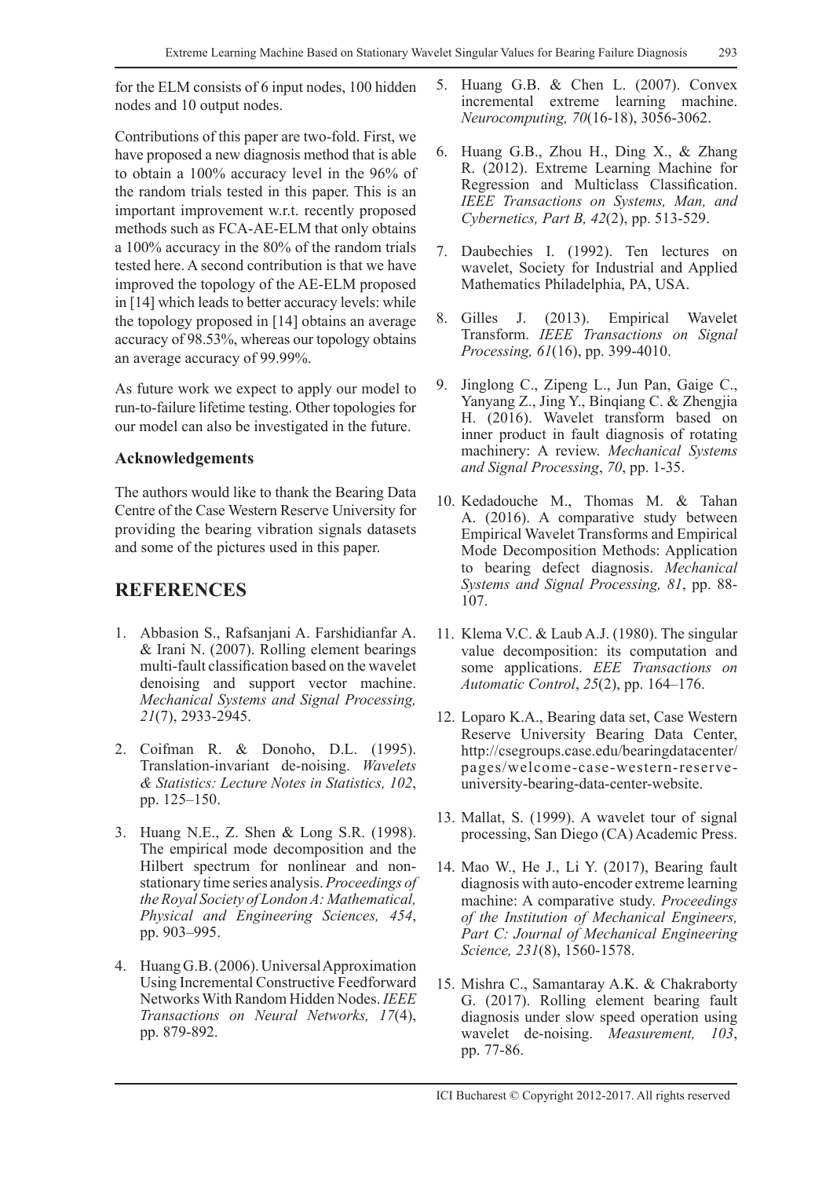for the ELM consists of 6 input nodes, 100 hidden nodes and 10 output nodes.

Contributions of this paper are two-fold. First, we have proposed a new diagnosis method that is able to obtain a 100% accuracy level in the 96% of the random trials tested in this paper. This is an important improvement w.r.t. recently proposed methods such as FCA-AE-ELM that only obtains a 100% accuracy in the 80% of the random trials tested here. A second contribution is that we have improved the topology of the AE-ELM proposed in [14] which leads to better accuracy levels: while the topology proposed in [14] obtains an average accuracy of 98.53%, whereas our topology obtains an average accuracy of 99.99%.

As future work we expect to apply our model to run-to-failure lifetime testing. Other topologies for our model can also be investigated in the future.

### Acknowledgements

The authors would like to thank the Bearing Data Centre of the Case Western Reserve University for providing the bearing vibration signals datasets and some of the pictures used in this paper.

## REFERENCES

1. Abbasion S., Rafsanjani A. Farshidianfar A. & Irani N. (2007). Rolling element bearings multi-fault classification based on the wavelet denoising and support vector machine. *Mechanical Systems and Signal Processing, 21*(7), 2933-2945.

2. Coifman R. & Donoho, D.L. (1995). Translation-invariant de-noising. *Wavelets & Statistics: Lecture Notes in Statistics, 102*, pp. 125–150.

3. Huang N.E., Z. Shen & Long S.R. (1998). The empirical mode decomposition and the Hilbert spectrum for nonlinear and non-stationary time series analysis. *Proceedings of the Royal Society of London A: Mathematical, Physical and Engineering Sciences, 454*, pp. 903–995.

4. Huang G.B. (2006). Universal Approximation Using Incremental Constructive Feedforward Networks With Random Hidden Nodes. *IEEE Transactions on Neural Networks, 17*(4), pp. 879-892.

5. Huang G.B. & Chen L. (2007). Convex incremental extreme learning machine. *Neurocomputing, 70*(16-18), 3056-3062.

6. Huang G.B., Zhou H., Ding X., & Zhang R. (2012). Extreme Learning Machine for Regression and Multiclass Classification. *IEEE Transactions on Systems, Man, and Cybernetics, Part B, 42*(2), pp. 513-529.

7. Daubechies I. (1992). Ten lectures on wavelet, Society for Industrial and Applied Mathematics Philadelphia, PA, USA.

8. Gilles J. (2013). Empirical Wavelet Transform. *IEEE Transactions on Signal Processing, 61*(16), pp. 399-4010.

9. Jinglong C., Zipeng L., Jun Pan, Gaige C., Yanyang Z., Jing Y., Binqiang C. & Zhengjia H. (2016). Wavelet transform based on inner product in fault diagnosis of rotating machinery: A review. *Mechanical Systems and Signal Processing*, *70*, pp. 1-35.

10. Kedadouche M., Thomas M. & Tahan A. (2016). A comparative study between Empirical Wavelet Transforms and Empirical Mode Decomposition Methods: Application to bearing defect diagnosis. *Mechanical Systems and Signal Processing, 81*, pp. 88-107.

11. Klema V.C. & Laub A.J. (1980). The singular value decomposition: its computation and some applications. *EEE Transactions on Automatic Control*, *25*(2), pp. 164–176.

12. Loparo K.A., Bearing data set, Case Western Reserve University Bearing Data Center, http://csegroups.case.edu/bearingdatacenter/pages/welcome-case-western-reserve-university-bearing-data-center-website.

13. Mallat, S. (1999). A wavelet tour of signal processing, San Diego (CA) Academic Press.

14. Mao W., He J., Li Y. (2017), Bearing fault diagnosis with auto-encoder extreme learning machine: A comparative study. *Proceedings of the Institution of Mechanical Engineers, Part C: Journal of Mechanical Engineering Science, 231*(8), 1560-1578.

15. Mishra C., Samantaray A.K. & Chakraborty G. (2017). Rolling element bearing fault diagnosis under slow speed operation using wavelet de-noising. *Measurement, 103*, pp. 77-86.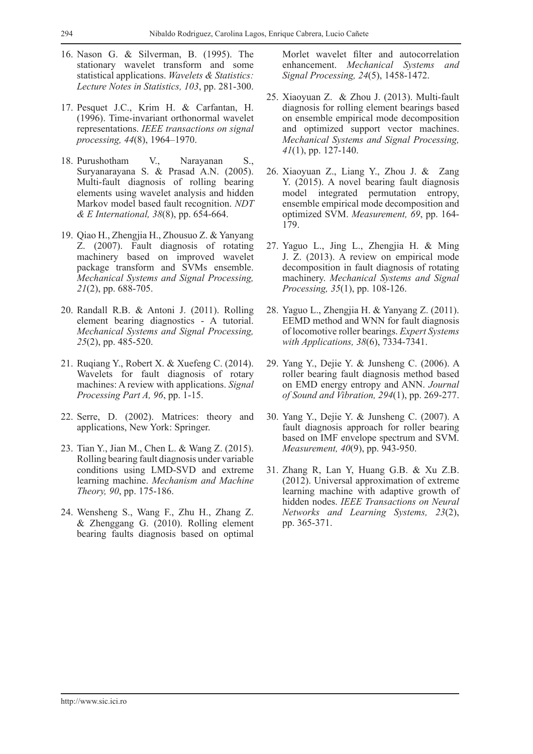16. Nason G. & Silverman, B. (1995). The stationary wavelet transform and some statistical applications. *Wavelets & Statistics: Lecture Notes in Statistics, 103*, pp. 281-300.

17. Pesquet J.C., Krim H. & Carfantan, H. (1996). Time-invariant orthonormal wavelet representations. *IEEE transactions on signal processing, 44*(8), 1964–1970.

18. Purushotham V., Narayanan S., Suryanarayana S. & Prasad A.N. (2005). Multi-fault diagnosis of rolling bearing elements using wavelet analysis and hidden Markov model based fault recognition. *NDT & E International, 38*(8), pp. 654-664.

19. Qiao H., Zhengjia H., Zhousuo Z. & Yanyang Z. (2007). Fault diagnosis of rotating machinery based on improved wavelet package transform and SVMs ensemble. *Mechanical Systems and Signal Processing, 21*(2), pp. 688-705.

20. Randall R.B. & Antoni J. (2011). Rolling element bearing diagnostics - A tutorial. *Mechanical Systems and Signal Processing, 25*(2), pp. 485-520.

21. Ruqiang Y., Robert X. & Xuefeng C. (2014). Wavelets for fault diagnosis of rotary machines: A review with applications. *Signal Processing Part A, 96*, pp. 1-15.

22. Serre, D. (2002). Matrices: theory and applications, New York: Springer.

23. Tian Y., Jian M., Chen L. & Wang Z. (2015). Rolling bearing fault diagnosis under variable conditions using LMD-SVD and extreme learning machine. *Mechanism and Machine Theory, 90*, pp. 175-186.

24. Wensheng S., Wang F., Zhu H., Zhang Z. & Zhenggang G. (2010). Rolling element bearing faults diagnosis based on optimal Morlet wavelet filter and autocorrelation enhancement. *Mechanical Systems and Signal Processing, 24*(5), 1458-1472.

25. Xiaoyuan Z. & Zhou J. (2013). Multi-fault diagnosis for rolling element bearings based on ensemble empirical mode decomposition and optimized support vector machines. *Mechanical Systems and Signal Processing, 41*(1), pp. 127-140.

26. Xiaoyuan Z., Liang Y., Zhou J. & Zang Y. (2015). A novel bearing fault diagnosis model integrated permutation entropy, ensemble empirical mode decomposition and optimized SVM. *Measurement, 69*, pp. 164-179.

27. Yaguo L., Jing L., Zhengjia H. & Ming J. Z. (2013). A review on empirical mode decomposition in fault diagnosis of rotating machinery. *Mechanical Systems and Signal Processing, 35*(1), pp. 108-126.

28. Yaguo L., Zhengjia H. & Yanyang Z. (2011). EEMD method and WNN for fault diagnosis of locomotive roller bearings. *Expert Systems with Applications, 38*(6), 7334-7341.

29. Yang Y., Dejie Y. & Junsheng C. (2006). A roller bearing fault diagnosis method based on EMD energy entropy and ANN. *Journal of Sound and Vibration, 294*(1), pp. 269-277.

30. Yang Y., Dejie Y. & Junsheng C. (2007). A fault diagnosis approach for roller bearing based on IMF envelope spectrum and SVM. *Measurement, 40*(9), pp. 943-950.

31. Zhang R, Lan Y, Huang G.B. & Xu Z.B. (2012). Universal approximation of extreme learning machine with adaptive growth of hidden nodes. *IEEE Transactions on Neural Networks and Learning Systems, 23*(2), pp. 365-371.